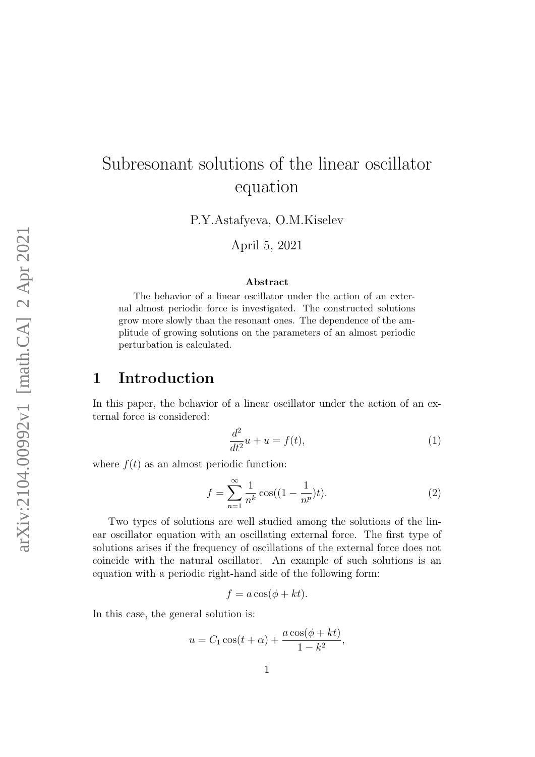# Subresonant solutions of the linear oscillator equation

P.Y.Astafyeva, O.M.Kiselev

April 5, 2021

**Abstract**

The behavior of a linear oscillator under the action of an external almost periodic force is investigated. The constructed solutions grow more slowly than the resonant ones. The dependence of the amplitude of growing solutions on the parameters of an almost periodic perturbation is calculated.

## 1 Introduction

In this paper, the behavior of a linear oscillator under the action of an external force is considered:

$$\frac{d^2}{dt^2}u + u = f(t), \tag{1}$$

where $f(t)$ as an almost periodic function:

$$f = \sum_{n=1}^{\infty} \frac{1}{n^k} \cos((1 - \frac{1}{n^p})t). \tag{2}$$

Two types of solutions are well studied among the solutions of the linear oscillator equation with an oscillating external force. The first type of solutions arises if the frequency of oscillations of the external force does not coincide with the natural oscillator. An example of such solutions is an equation with a periodic right-hand side of the following form:

$$f = a\cos(\phi + kt).$$

In this case, the general solution is:

$$u = C_1 \cos(t + \alpha) + \frac{a\cos(\phi + kt)}{1 - k^2},$$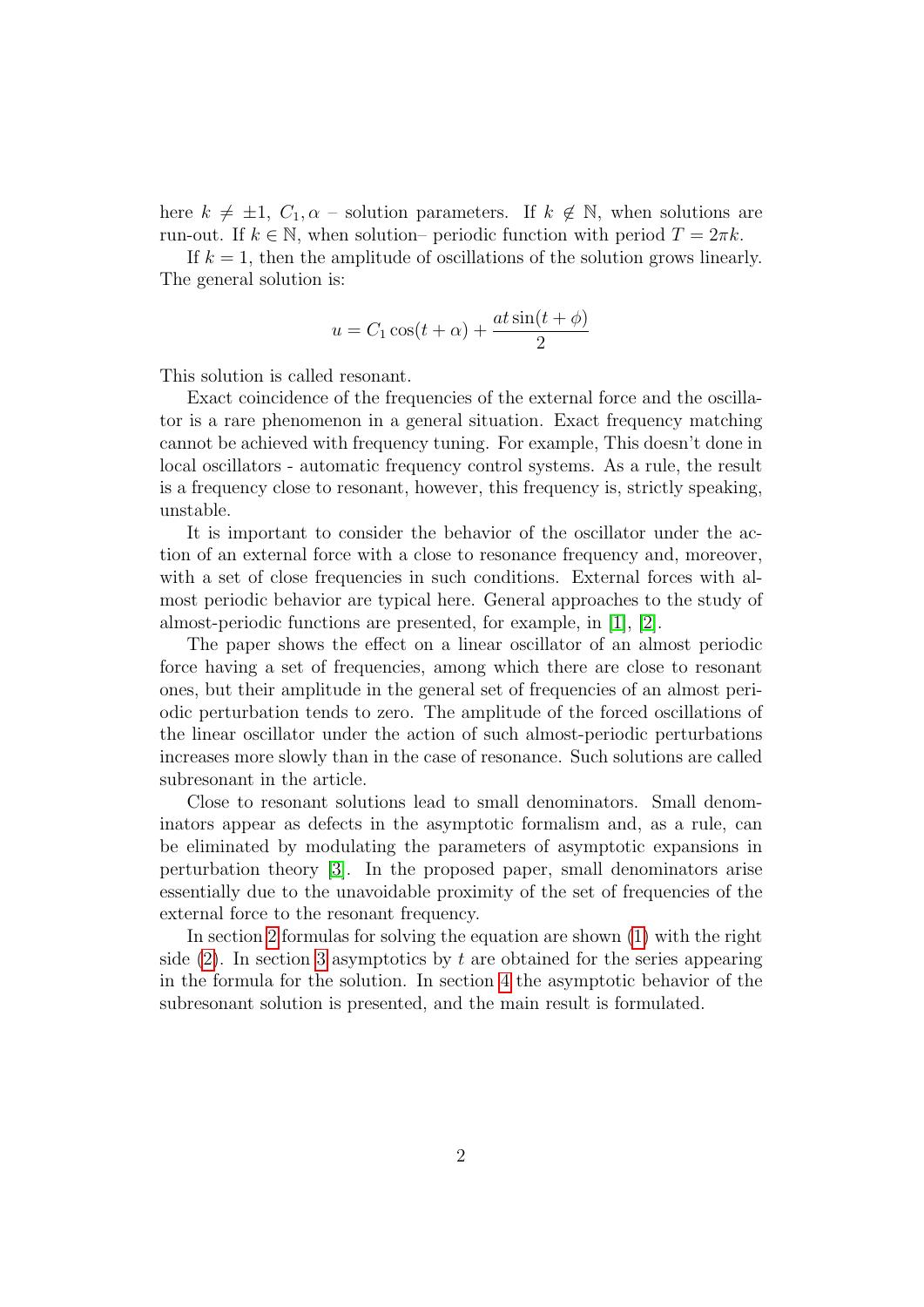here $k \neq \pm 1$, $C_1, \alpha$ – solution parameters. If $k \notin \mathbb{N}$, when solutions are run-out. If $k \in \mathbb{N}$, when solution– periodic function with period $T = 2\pi k$.

If $k = 1$, then the amplitude of oscillations of the solution grows linearly. The general solution is:

$$u = C_1 \cos(t + \alpha) + \frac{at \sin(t + \phi)}{2}$$

This solution is called resonant.

Exact coincidence of the frequencies of the external force and the oscillator is a rare phenomenon in a general situation. Exact frequency matching cannot be achieved with frequency tuning. For example, This doesn't done in local oscillators - automatic frequency control systems. As a rule, the result is a frequency close to resonant, however, this frequency is, strictly speaking, unstable.

It is important to consider the behavior of the oscillator under the action of an external force with a close to resonance frequency and, moreover, with a set of close frequencies in such conditions. External forces with almost periodic behavior are typical here. General approaches to the study of almost-periodic functions are presented, for example, in [1], [2].

The paper shows the effect on a linear oscillator of an almost periodic force having a set of frequencies, among which there are close to resonant ones, but their amplitude in the general set of frequencies of an almost periodic perturbation tends to zero. The amplitude of the forced oscillations of the linear oscillator under the action of such almost-periodic perturbations increases more slowly than in the case of resonance. Such solutions are called subresonant in the article.

Close to resonant solutions lead to small denominators. Small denominators appear as defects in the asymptotic formalism and, as a rule, can be eliminated by modulating the parameters of asymptotic expansions in perturbation theory [3]. In the proposed paper, small denominators arise essentially due to the unavoidable proximity of the set of frequencies of the external force to the resonant frequency.

In section 2 formulas for solving the equation are shown (1) with the right side (2). In section 3 asymptotics by $t$ are obtained for the series appearing in the formula for the solution. In section 4 the asymptotic behavior of the subresonant solution is presented, and the main result is formulated.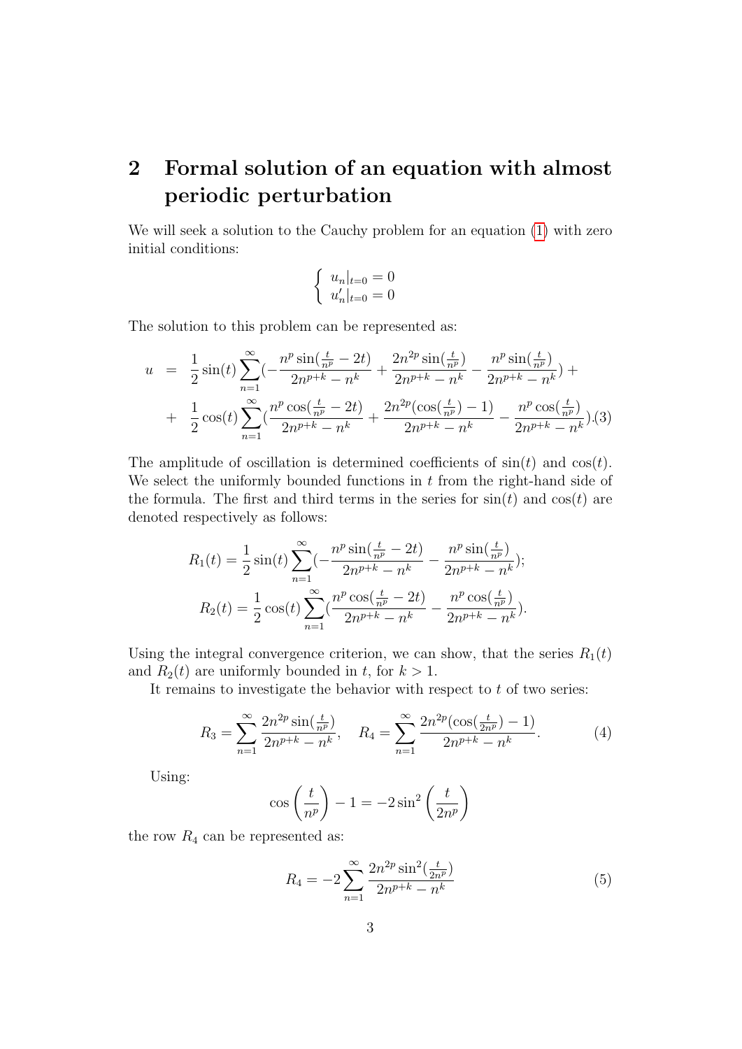## 2 Formal solution of an equation with almost periodic perturbation

We will seek a solution to the Cauchy problem for an equation (1) with zero initial conditions:

$$\left\{ \begin{array}{l} u_n|_{t=0} = 0 \\ u_n'|_{t=0} = 0 \end{array} \right.$$

The solution to this problem can be represented as:

$$\begin{aligned} u &= \frac{1}{2}\sin(t)\sum_{n=1}^{\infty}\left(-\frac{n^p\sin(\frac{t}{n^p}-2t)}{2n^{p+k}-n^k}+\frac{2n^{2p}\sin(\frac{t}{n^p})}{2n^{p+k}-n^k}-\frac{n^p\sin(\frac{t}{n^p})}{2n^{p+k}-n^k}\right)+ \\ &+ \frac{1}{2}\cos(t)\sum_{n=1}^{\infty}\left(\frac{n^p\cos(\frac{t}{n^p}-2t)}{2n^{p+k}-n^k}+\frac{2n^{2p}(\cos(\frac{t}{n^p})-1)}{2n^{p+k}-n^k}-\frac{n^p\cos(\frac{t}{n^p})}{2n^{p+k}-n^k}\right). \quad (3) \end{aligned}$$

The amplitude of oscillation is determined coefficients of $\sin(t)$ and $\cos(t)$. We select the uniformly bounded functions in $t$ from the right-hand side of the formula. The first and third terms in the series for $\sin(t)$ and $\cos(t)$ are denoted respectively as follows:

$$R_1(t) = \frac{1}{2}\sin(t)\sum_{n=1}^{\infty}\left(-\frac{n^p\sin(\frac{t}{n^p}-2t)}{2n^{p+k}-n^k}-\frac{n^p\sin(\frac{t}{n^p})}{2n^{p+k}-n^k}\right);$$

$$R_2(t) = \frac{1}{2}\cos(t)\sum_{n=1}^{\infty}\left(\frac{n^p\cos(\frac{t}{n^p}-2t)}{2n^{p+k}-n^k}-\frac{n^p\cos(\frac{t}{n^p})}{2n^{p+k}-n^k}\right).$$

Using the integral convergence criterion, we can show, that the series $R_1(t)$ and $R_2(t)$ are uniformly bounded in $t$, for $k > 1$.

It remains to investigate the behavior with respect to $t$ of two series:

$$R_3 = \sum_{n=1}^{\infty}\frac{2n^{2p}\sin(\frac{t}{n^p})}{2n^{p+k}-n^k}, \quad R_4 = \sum_{n=1}^{\infty}\frac{2n^{2p}(\cos(\frac{t}{2n^p})-1)}{2n^{p+k}-n^k}. \quad (4)$$

Using:

$$\cos\left(\frac{t}{n^p}\right) - 1 = -2\sin^2\left(\frac{t}{2n^p}\right)$$

the row $R_4$ can be represented as:

$$R_4 = -2\sum_{n=1}^{\infty}\frac{2n^{2p}\sin^2(\frac{t}{2n^p})}{2n^{p+k}-n^k} \quad (5)$$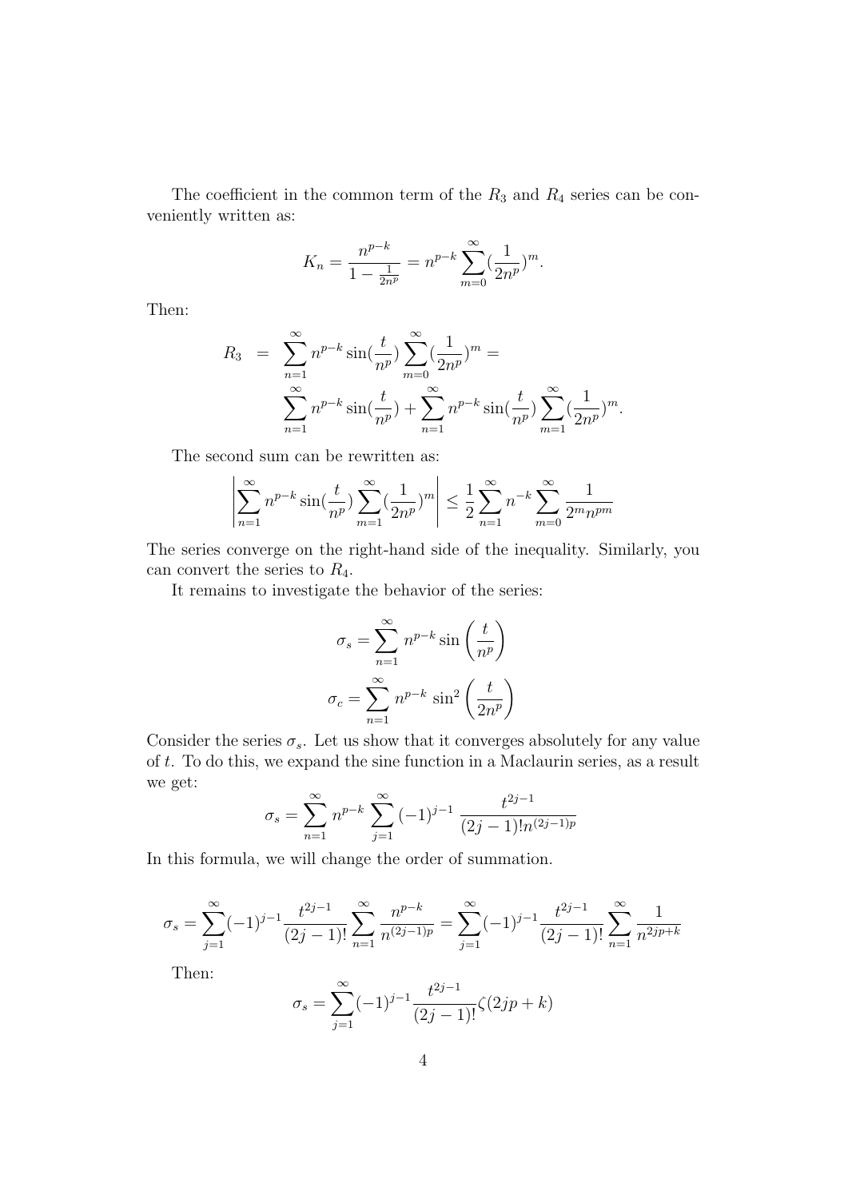The coefficient in the common term of the $R_3$ and $R_4$ series can be conveniently written as:

$$K_n = \frac{n^{p-k}}{1 - \frac{1}{2n^p}} = n^{p-k} \sum_{m=0}^{\infty} (\frac{1}{2n^p})^m.$$

Then:

$$\begin{aligned} R_3 &= \sum_{n=1}^{\infty} n^{p-k} \sin(\frac{t}{n^p}) \sum_{m=0}^{\infty} (\frac{1}{2n^p})^m = \\ &\sum_{n=1}^{\infty} n^{p-k} \sin(\frac{t}{n^p}) + \sum_{n=1}^{\infty} n^{p-k} \sin(\frac{t}{n^p}) \sum_{m=1}^{\infty} (\frac{1}{2n^p})^m. \end{aligned}$$

The second sum can be rewritten as:

$$\left| \sum_{n=1}^{\infty} n^{p-k} \sin(\frac{t}{n^p}) \sum_{m=1}^{\infty} (\frac{1}{2n^p})^m \right| \leq \frac{1}{2} \sum_{n=1}^{\infty} n^{-k} \sum_{m=0}^{\infty} \frac{1}{2^m n^{pm}}$$

The series converge on the right-hand side of the inequality. Similarly, you can convert the series to $R_4$.

It remains to investigate the behavior of the series:

$$\sigma_s = \sum_{n=1}^{\infty} n^{p-k} \sin\left(\frac{t}{n^p}\right)$$

$$\sigma_c = \sum_{n=1}^{\infty} n^{p-k} \sin^2\left(\frac{t}{2n^p}\right)$$

Consider the series $\sigma_s$. Let us show that it converges absolutely for any value of $t$. To do this, we expand the sine function in a Maclaurin series, as a result we get:

$$\sigma_s = \sum_{n=1}^{\infty} n^{p-k} \sum_{j=1}^{\infty} (-1)^{j-1} \frac{t^{2j-1}}{(2j-1)! n^{(2j-1)p}}$$

In this formula, we will change the order of summation.

$$\sigma_s = \sum_{j=1}^{\infty} (-1)^{j-1} \frac{t^{2j-1}}{(2j-1)!} \sum_{n=1}^{\infty} \frac{n^{p-k}}{n^{(2j-1)p}} = \sum_{j=1}^{\infty} (-1)^{j-1} \frac{t^{2j-1}}{(2j-1)!} \sum_{n=1}^{\infty} \frac{1}{n^{2jp+k}}$$

Then:

$$\sigma_s = \sum_{j=1}^{\infty} (-1)^{j-1} \frac{t^{2j-1}}{(2j-1)!} \zeta(2jp + k)$$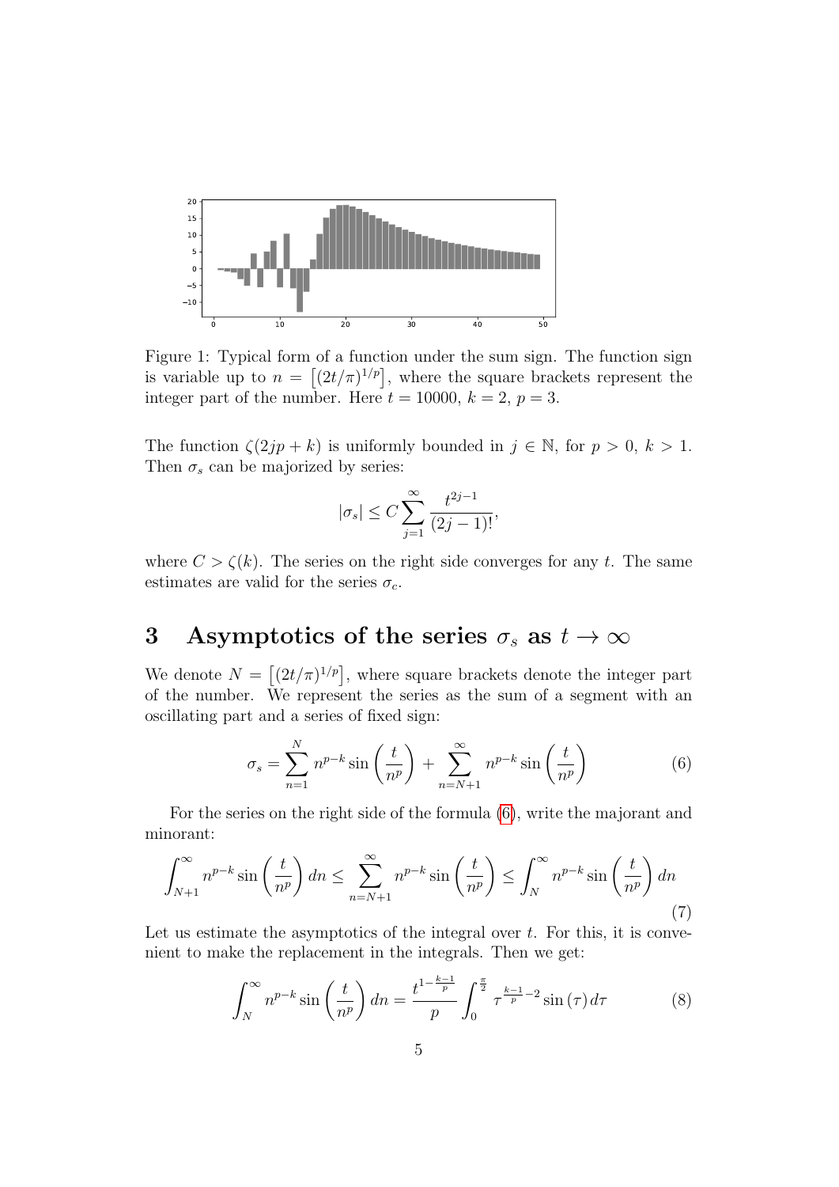Figure 1: Typical form of a function under the sum sign. The function sign is variable up to $n = \left[(2t/\pi)^{1/p}\right]$, where the square brackets represent the integer part of the number. Here $t = 10000$, $k = 2$, $p = 3$.

The function $\zeta(2jp + k)$ is uniformly bounded in $j \in \mathbb{N}$, for $p > 0$, $k > 1$. Then $\sigma_s$ can be majorized by series:

$$|\sigma_s| \leq C \sum_{j=1}^{\infty} \frac{t^{2j-1}}{(2j-1)!},$$

where $C > \zeta(k)$. The series on the right side converges for any $t$. The same estimates are valid for the series $\sigma_c$.

# 3 Asymptotics of the series $\sigma_s$ as $t \to \infty$

We denote $N = \left[(2t/\pi)^{1/p}\right]$, where square brackets denote the integer part of the number. We represent the series as the sum of a segment with an oscillating part and a series of fixed sign:

$$\sigma_s = \sum_{n=1}^{N} n^{p-k} \sin\left(\frac{t}{n^p}\right) + \sum_{n=N+1}^{\infty} n^{p-k} \sin\left(\frac{t}{n^p}\right) \tag{6}$$

For the series on the right side of the formula (6), write the majorant and minorant:

$$\int_{N+1}^{\infty} n^{p-k} \sin\left(\frac{t}{n^p}\right) dn \leq \sum_{n=N+1}^{\infty} n^{p-k} \sin\left(\frac{t}{n^p}\right) \leq \int_{N}^{\infty} n^{p-k} \sin\left(\frac{t}{n^p}\right) dn \tag{7}$$

Let us estimate the asymptotics of the integral over $t$. For this, it is convenient to make the replacement in the integrals. Then we get:

$$\int_{N}^{\infty} n^{p-k} \sin\left(\frac{t}{n^p}\right) dn = \frac{t^{1-\frac{k-1}{p}}}{p} \int_{0}^{\frac{\pi}{2}} \tau^{\frac{k-1}{p}-2} \sin(\tau)\, d\tau \tag{8}$$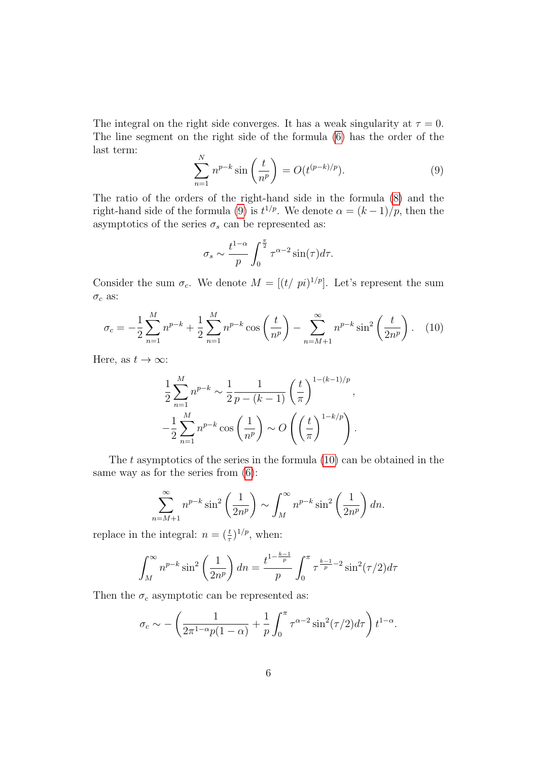The integral on the right side converges. It has a weak singularity at $\tau = 0$. The line segment on the right side of the formula (6) has the order of the last term:

$$\sum_{n=1}^{N} n^{p-k} \sin\left(\frac{t}{n^p}\right) = O(t^{(p-k)/p}). \tag{9}$$

The ratio of the orders of the right-hand side in the formula (8) and the right-hand side of the formula (9) is $t^{1/p}$. We denote $\alpha = (k-1)/p$, then the asymptotics of the series $\sigma_s$ can be represented as:

$$\sigma_s \sim \frac{t^{1-\alpha}}{p} \int_0^{\frac{\pi}{2}} \tau^{\alpha-2} \sin(\tau) d\tau.$$

Consider the sum $\sigma_c$. We denote $M = [(t/\ pi)^{1/p}]$. Let's represent the sum $\sigma_c$ as:

$$\sigma_c = -\frac{1}{2}\sum_{n=1}^{M} n^{p-k} + \frac{1}{2}\sum_{n=1}^{M} n^{p-k}\cos\left(\frac{t}{n^p}\right) - \sum_{n=M+1}^{\infty} n^{p-k}\sin^2\left(\frac{t}{2n^p}\right). \tag{10}$$

Here, as $t \to \infty$:

$$\frac{1}{2}\sum_{n=1}^{M} n^{p-k} \sim \frac{1}{2}\frac{1}{p-(k-1)}\left(\frac{t}{\pi}\right)^{1-(k-1)/p},$$

$$-\frac{1}{2}\sum_{n=1}^{M} n^{p-k}\cos\left(\frac{1}{n^p}\right) \sim O\left(\left(\frac{t}{\pi}\right)^{1-k/p}\right).$$

The $t$ asymptotics of the series in the formula (10) can be obtained in the same way as for the series from (6):

$$\sum_{n=M+1}^{\infty} n^{p-k}\sin^2\left(\frac{1}{2n^p}\right) \sim \int_M^{\infty} n^{p-k}\sin^2\left(\frac{1}{2n^p}\right)dn.$$

replace in the integral: $n = (\frac{t}{\tau})^{1/p}$, when:

$$\int_M^{\infty} n^{p-k}\sin^2\left(\frac{1}{2n^p}\right)dn = \frac{t^{1-\frac{k-1}{p}}}{p}\int_0^{\pi} \tau^{\frac{k-1}{p}-2}\sin^2(\tau/2)d\tau$$

Then the $\sigma_c$ asymptotic can be represented as:

$$\sigma_c \sim -\left(\frac{1}{2\pi^{1-\alpha}p(1-\alpha)} + \frac{1}{p}\int_0^{\pi}\tau^{\alpha-2}\sin^2(\tau/2)d\tau\right)t^{1-\alpha}.$$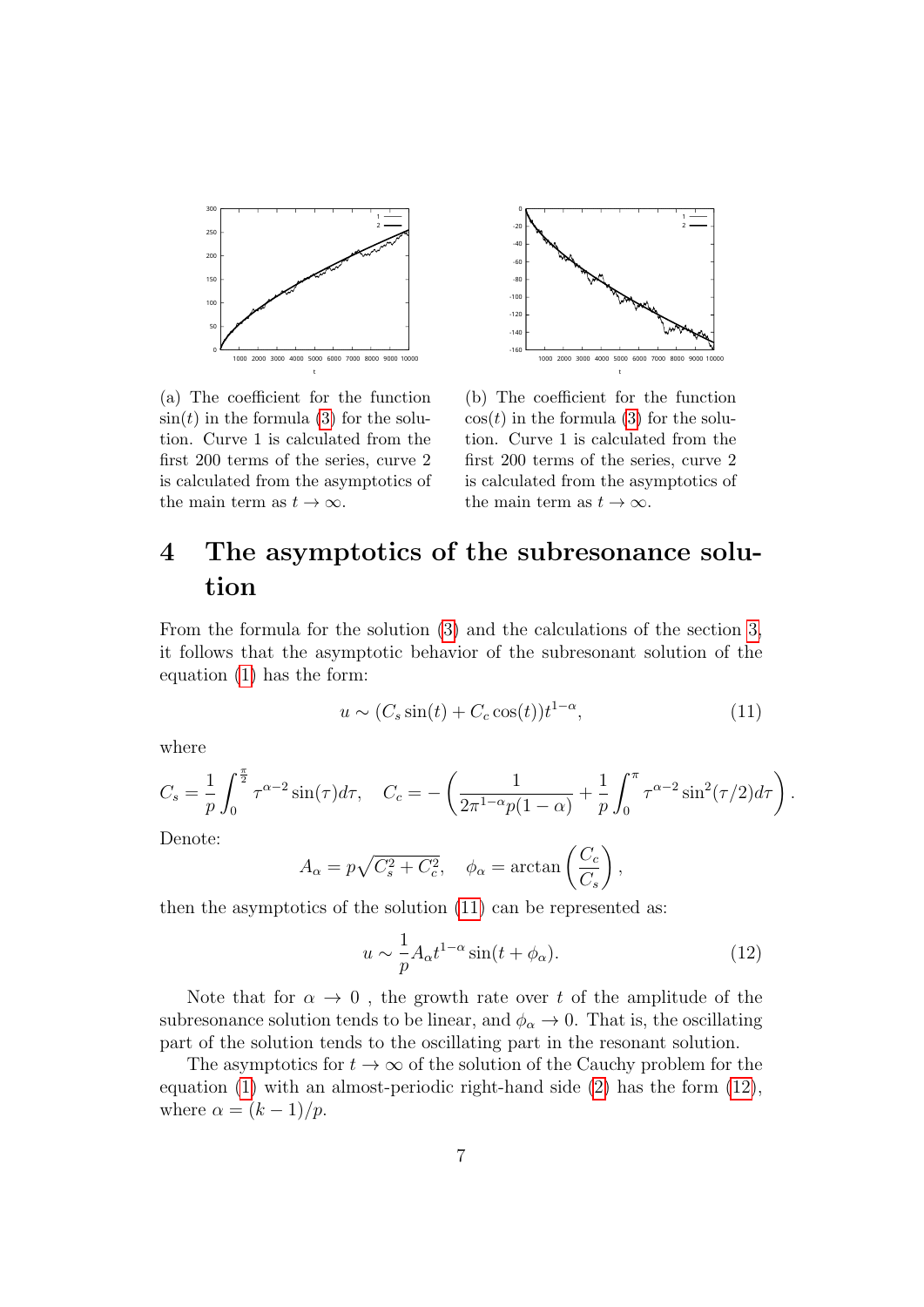(a) The coefficient for the function $\sin(t)$ in the formula (3) for the solution. Curve 1 is calculated from the first 200 terms of the series, curve 2 is calculated from the asymptotics of the main term as $t \to \infty$.

(b) The coefficient for the function $\cos(t)$ in the formula (3) for the solution. Curve 1 is calculated from the first 200 terms of the series, curve 2 is calculated from the asymptotics of the main term as $t \to \infty$.

# 4 The asymptotics of the subresonance solution

From the formula for the solution (3) and the calculations of the section 3, it follows that the asymptotic behavior of the subresonant solution of the equation (1) has the form:

$$u \sim (C_s \sin(t) + C_c \cos(t)) t^{1-\alpha}, \tag{11}$$

where

$$C_s = \frac{1}{p} \int_0^{\frac{\pi}{2}} \tau^{\alpha-2} \sin(\tau) d\tau, \quad C_c = -\left( \frac{1}{2\pi^{1-\alpha} p(1-\alpha)} + \frac{1}{p} \int_0^{\pi} \tau^{\alpha-2} \sin^2(\tau/2) d\tau \right).$$

Denote:

$$A_\alpha = p\sqrt{C_s^2 + C_c^2}, \quad \phi_\alpha = \arctan\left(\frac{C_c}{C_s}\right),$$

then the asymptotics of the solution (11) can be represented as:

$$u \sim \frac{1}{p} A_\alpha t^{1-\alpha} \sin(t + \phi_\alpha). \tag{12}$$

Note that for $\alpha \to 0$ , the growth rate over $t$ of the amplitude of the subresonance solution tends to be linear, and $\phi_\alpha \to 0$. That is, the oscillating part of the solution tends to the oscillating part in the resonant solution.

The asymptotics for $t \to \infty$ of the solution of the Cauchy problem for the equation (1) with an almost-periodic right-hand side (2) has the form (12), where $\alpha = (k-1)/p$.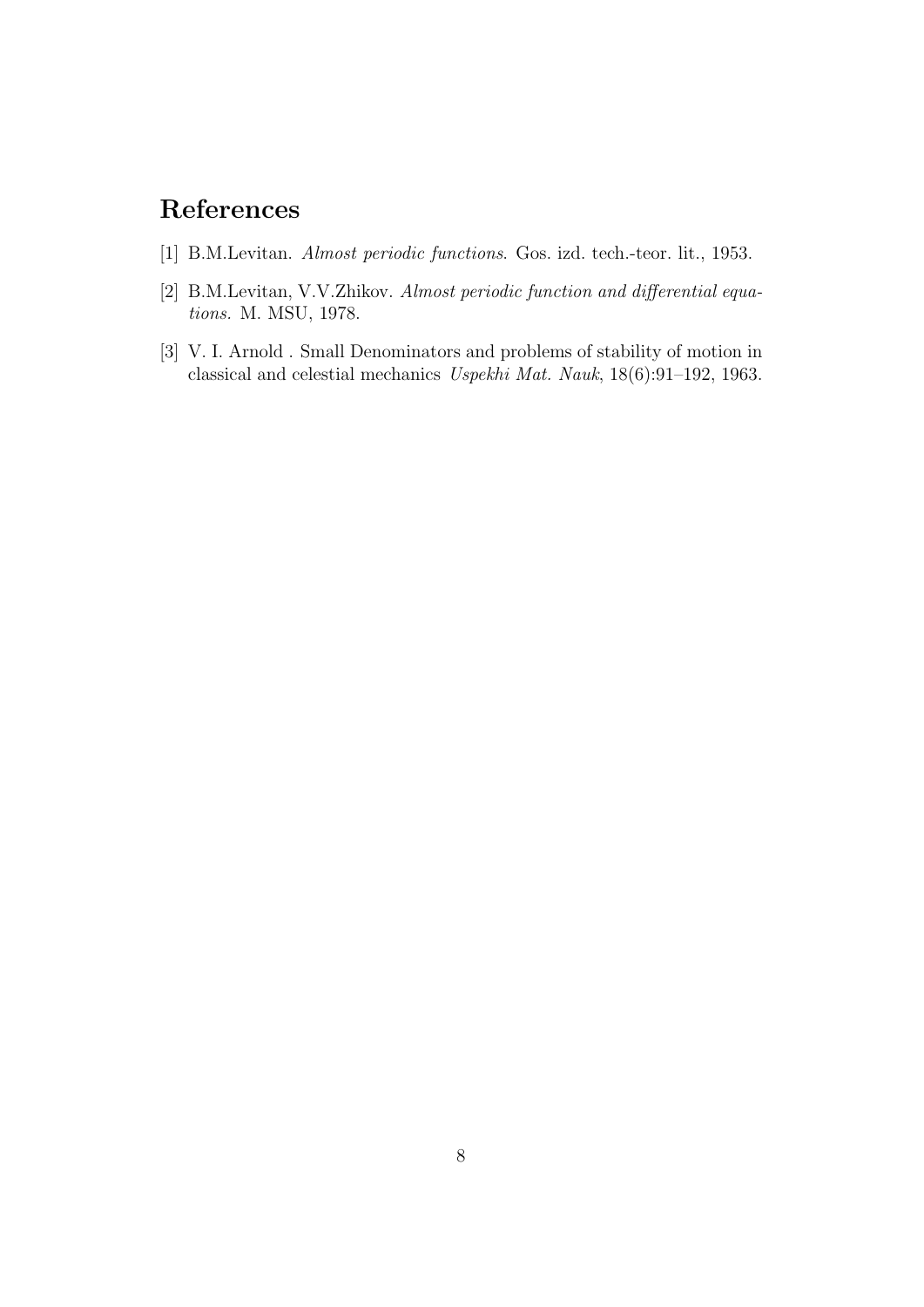# References

[1] B.M.Levitan. *Almost periodic functions*. Gos. izd. tech.-teor. lit., 1953.

[2] B.M.Levitan, V.V.Zhikov. *Almost periodic function and differential equations.* M. MSU, 1978.

[3] V. I. Arnold . Small Denominators and problems of stability of motion in classical and celestial mechanics *Uspekhi Mat. Nauk*, 18(6):91–192, 1963.